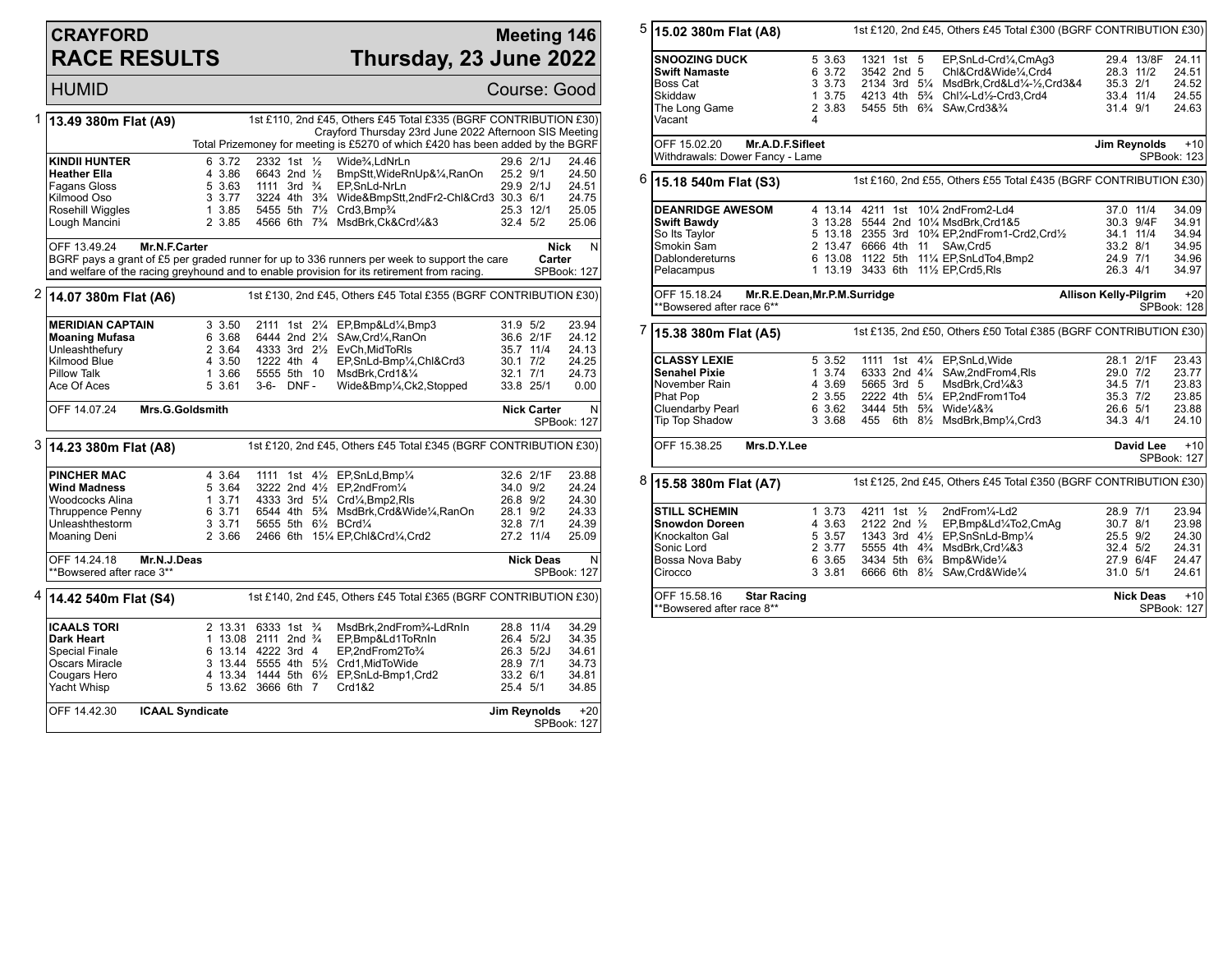# CRAYFORD RACE RESULTS

## Meeting 146 Thursday, 23 June 2022

HUMID Course: Good

### 1 13.49 380m Flat (A9)

1st £110, 2nd £45, Others £45 Total £335 (BGRF CONTRIBUTION £30)
Crayford Thursday 23rd June 2022 Afternoon SIS Meeting
Total Prizemoney for meeting is £5270 of which £420 has been added by the BGRF

| Greyhound | Trap | Split | Sectionals | Pos | Dist | Comment | Weight | SP | Time |
|---|---|---|---|---|---|---|---|---|---|
| **KINDII HUNTER** | 6 | 3.72 | 2332 | 1st | ½ | Wide¾,LdNrLn | 29.6 | 2/1J | 24.46 |
| **Heather Ella** | 4 | 3.86 | 6643 | 2nd | ½ | BmpStt,WideRnUp&¼,RanOn | 25.2 | 9/1 | 24.50 |
| Fagans Gloss | 5 | 3.63 | 1111 | 3rd | ¾ | EP,SnLd-NrLn | 29.9 | 2/1J | 24.51 |
| Kilmood Oso | 3 | 3.77 | 3224 | 4th | 3¾ | Wide&BmpStt,2ndFr2-Chl&Crd3 | 30.3 | 6/1 | 24.75 |
| Rosehill Wiggles | 1 | 3.85 | 5455 | 5th | 7½ | Crd3,Bmp¾ | 25.3 | 12/1 | 25.05 |
| Lough Mancini | 2 | 3.85 | 4566 | 6th | 7¾ | MsdBrk,Ck&Crd¼&3 | 32.4 | 5/2 | 25.06 |

OFF 13.49.24 **Mr.N.F.Carter** — **Nick Carter** N
BGRF pays a grant of £5 per graded runner for up to 336 runners per week to support the care and welfare of the racing greyhound and to enable provision for its retirement from racing. SPBook: 127

### 2 14.07 380m Flat (A6)

1st £130, 2nd £45, Others £45 Total £355 (BGRF CONTRIBUTION £30)

| Greyhound | Trap | Split | Sectionals | Pos | Dist | Comment | Weight | SP | Time |
|---|---|---|---|---|---|---|---|---|---|
| **MERIDIAN CAPTAIN** | 3 | 3.50 | 2111 | 1st | 2¼ | EP,Bmp&Ld¼,Bmp3 | 31.9 | 5/2 | 23.94 |
| **Moaning Mufasa** | 6 | 3.68 | 6444 | 2nd | 2¼ | SAw,Crd¼,RanOn | 36.6 | 2/1F | 24.12 |
| Unleashthefury | 2 | 3.64 | 4333 | 3rd | 2½ | EvCh,MidToRls | 35.7 | 11/4 | 24.13 |
| Kilmood Blue | 4 | 3.50 | 1222 | 4th | 4 | EP,SnLd-Bmp¼,Chl&Crd3 | 30.1 | 7/2 | 24.25 |
| Pillow Talk | 1 | 3.66 | 5555 | 5th | 10 | MsdBrk,Crd1&¼ | 32.1 | 7/1 | 24.73 |
| Ace Of Aces | 5 | 3.61 | 3-6- | DNF | - | Wide&Bmp¼,Ck2,Stopped | 33.8 | 25/1 | 0.00 |

OFF 14.07.24 **Mrs.G.Goldsmith** — **Nick Carter** N — SPBook: 127

### 3 14.23 380m Flat (A8)

1st £120, 2nd £45, Others £45 Total £345 (BGRF CONTRIBUTION £30)

| Greyhound | Trap | Split | Sectionals | Pos | Dist | Comment | Weight | SP | Time |
|---|---|---|---|---|---|---|---|---|---|
| **PINCHER MAC** | 4 | 3.64 | 1111 | 1st | 4½ | EP,SnLd,Bmp¼ | 32.6 | 2/1F | 23.88 |
| **Wind Madness** | 5 | 3.64 | 3222 | 2nd | 4½ | EP,2ndFrom¼ | 34.0 | 9/2 | 24.24 |
| Woodcocks Alina | 1 | 3.71 | 4333 | 3rd | 5¼ | Crd¼,Bmp2,Rls | 26.8 | 9/2 | 24.30 |
| Thruppence Penny | 6 | 3.71 | 6544 | 4th | 5¾ | MsdBrk,Crd&Wide¼,RanOn | 28.1 | 9/2 | 24.33 |
| Unleashthestorm | 3 | 3.71 | 5655 | 5th | 6½ | BCrd¼ | 32.8 | 7/1 | 24.39 |
| Moaning Deni | 2 | 3.66 | 2466 | 6th | 15¼ | EP,Chl&Crd¼,Crd2 | 27.2 | 11/4 | 25.09 |

OFF 14.24.18 **Mr.N.J.Deas** — **Nick Deas** N
**Bowsered after race 3** — SPBook: 127

### 4 14.42 540m Flat (S4)

1st £140, 2nd £45, Others £45 Total £365 (BGRF CONTRIBUTION £30)

| Greyhound | Trap | Split | Sectionals | Pos | Dist | Comment | Weight | SP | Time |
|---|---|---|---|---|---|---|---|---|---|
| **ICAALS TORI** | 2 | 13.31 | 6333 | 1st | ¾ | MsdBrk,2ndFrom¾-LdRnIn | 28.8 | 11/4 | 34.29 |
| **Dark Heart** | 1 | 13.08 | 2111 | 2nd | ¾ | EP,Bmp&Ld1ToRnIn | 26.4 | 5/2J | 34.35 |
| Special Finale | 6 | 13.14 | 4222 | 3rd | 4 | EP,2ndFrom2To¾ | 26.3 | 5/2J | 34.61 |
| Oscars Miracle | 3 | 13.44 | 5555 | 4th | 5½ | Crd1,MidToWide | 28.9 | 7/1 | 34.73 |
| Cougars Hero | 4 | 13.34 | 1444 | 5th | 6½ | EP,SnLd-Bmp1,Crd2 | 33.2 | 6/1 | 34.81 |
| Yacht Whisp | 5 | 13.62 | 3666 | 6th | 7 | Crd1&2 | 25.4 | 5/1 | 34.85 |

OFF 14.42.30 **ICAAL Syndicate** — **Jim Reynolds** +20 — SPBook: 127

### 5 15.02 380m Flat (A8)

1st £120, 2nd £45, Others £45 Total £300 (BGRF CONTRIBUTION £30)

| Greyhound | Trap | Split | Sectionals | Pos | Dist | Comment | Weight | SP | Time |
|---|---|---|---|---|---|---|---|---|---|
| **SNOOZING DUCK** | 5 | 3.63 | 1321 | 1st | 5 | EP,SnLd-Crd¼,CmAg3 | 29.4 | 13/8F | 24.11 |
| **Swift Namaste** | 6 | 3.72 | 3542 | 2nd | 5 | Chl&Crd&Wide¼,Crd4 | 28.3 | 11/2 | 24.51 |
| Boss Cat | 3 | 3.73 | 2134 | 3rd | 5¼ | MsdBrk,Crd&Ld¼-½,Crd3&4 | 35.3 | 2/1 | 24.52 |
| Skiddaw | 1 | 3.75 | 4213 | 4th | 5¾ | Chl¼-Ld½-Crd3,Crd4 | 33.4 | 11/4 | 24.55 |
| The Long Game | 2 | 3.83 | 5455 | 5th | 6¾ | SAw,Crd3&¾ | 31.4 | 9/1 | 24.63 |
| Vacant | 4 | | | | | | | | |

OFF 15.02.20 **Mr.A.D.F.Sifleet** — **Jim Reynolds** +10
Withdrawals: Dower Fancy - Lame — SPBook: 123

### 6 15.18 540m Flat (S3)

1st £160, 2nd £55, Others £55 Total £435 (BGRF CONTRIBUTION £30)

| Greyhound | Trap | Split | Sectionals | Pos | Dist | Comment | Weight | SP | Time |
|---|---|---|---|---|---|---|---|---|---|
| **DEANRIDGE AWESOM** | 4 | 13.14 | 4211 | 1st | 10¼ | 2ndFrom2-Ld4 | 37.0 | 11/4 | 34.09 |
| **Swift Bawdy** | 3 | 13.28 | 5544 | 2nd | 10¼ | MsdBrk,Crd1&5 | 30.3 | 9/4F | 34.91 |
| So Its Taylor | 5 | 13.18 | 2355 | 3rd | 10¾ | EP,2ndFrom1-Crd2,Crd½ | 34.1 | 11/4 | 34.94 |
| Smokin Sam | 2 | 13.47 | 6666 | 4th | 11 | SAw,Crd5 | 33.2 | 8/1 | 34.95 |
| Dablondereturns | 6 | 13.08 | 1122 | 5th | 11¼ | EP,SnLdTo4,Bmp2 | 24.9 | 7/1 | 34.96 |
| Pelacampus | 1 | 13.19 | 3433 | 6th | 11½ | EP,Crd5,Rls | 26.3 | 4/1 | 34.97 |

OFF 15.18.24 **Mr.R.E.Dean,Mr.P.M.Surridge** — **Allison Kelly-Pilgrim** +20
**Bowsered after race 6** — SPBook: 128

### 7 15.38 380m Flat (A5)

1st £135, 2nd £50, Others £50 Total £385 (BGRF CONTRIBUTION £30)

| Greyhound | Trap | Split | Sectionals | Pos | Dist | Comment | Weight | SP | Time |
|---|---|---|---|---|---|---|---|---|---|
| **CLASSY LEXIE** | 5 | 3.52 | 1111 | 1st | 4¼ | EP,SnLd,Wide | 28.1 | 2/1F | 23.43 |
| **Senahel Pixie** | 1 | 3.74 | 6333 | 2nd | 4¼ | SAw,2ndFrom4,Rls | 29.0 | 7/2 | 23.77 |
| November Rain | 4 | 3.69 | 5665 | 3rd | 5 | MsdBrk,Crd¼&3 | 34.5 | 7/1 | 23.83 |
| Phat Pop | 2 | 3.55 | 2222 | 4th | 5¼ | EP,2ndFrom1To4 | 35.3 | 7/2 | 23.85 |
| Cluendarby Pearl | 6 | 3.62 | 3444 | 5th | 5¾ | Wide¼&¾ | 26.6 | 5/1 | 23.88 |
| Tip Top Shadow | 3 | 3.68 | 455 | 6th | 8½ | MsdBrk,Bmp¼,Crd3 | 34.3 | 4/1 | 24.10 |

OFF 15.38.25 **Mrs.D.Y.Lee** — **David Lee** +10 — SPBook: 127

### 8 15.58 380m Flat (A7)

1st £125, 2nd £45, Others £45 Total £350 (BGRF CONTRIBUTION £30)

| Greyhound | Trap | Split | Sectionals | Pos | Dist | Comment | Weight | SP | Time |
|---|---|---|---|---|---|---|---|---|---|
| **STILL SCHEMIN** | 1 | 3.73 | 4211 | 1st | ½ | 2ndFrom¼-Ld2 | 28.9 | 7/1 | 23.94 |
| **Snowdon Doreen** | 4 | 3.63 | 2122 | 2nd | ½ | EP,Bmp&Ld¼To2,CmAg | 30.7 | 8/1 | 23.98 |
| Knockalton Gal | 5 | 3.57 | 1343 | 3rd | 4½ | EP,SnSnLd-Bmp¼ | 25.5 | 9/2 | 24.30 |
| Sonic Lord | 2 | 3.77 | 5555 | 4th | 4¾ | MsdBrk,Crd¼&3 | 32.4 | 5/2 | 24.31 |
| Bossa Nova Baby | 6 | 3.65 | 3434 | 5th | 6¾ | Bmp&Wide¼ | 27.9 | 6/4F | 24.47 |
| Cirocco | 3 | 3.81 | 6666 | 6th | 8½ | SAw,Crd&Wide¼ | 31.0 | 5/1 | 24.61 |

OFF 15.58.16 **Star Racing** — **Nick Deas** +10
**Bowsered after race 8** — SPBook: 127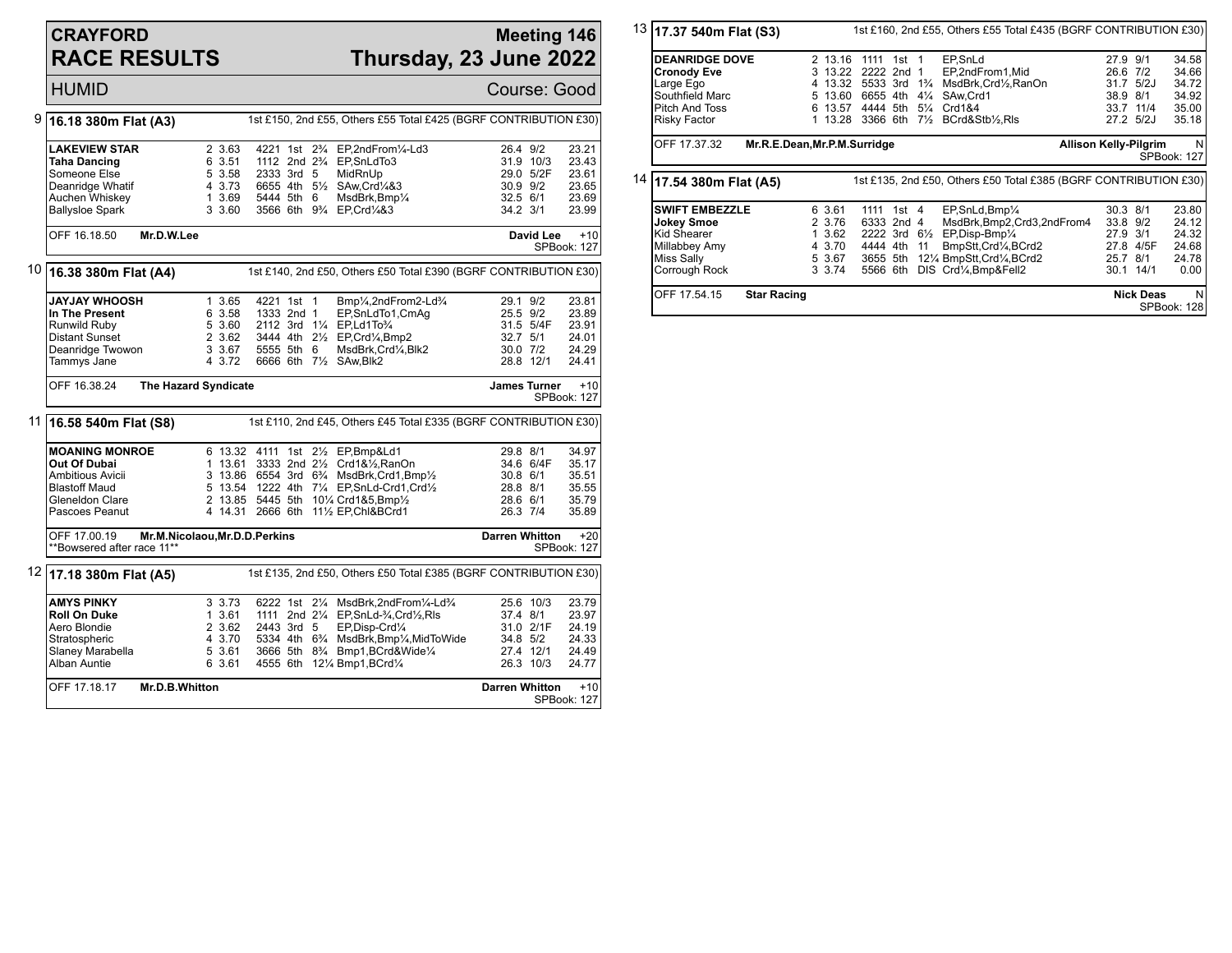# CRAYFORD RACE RESULTS

## Meeting 146 Thursday, 23 June 2022

HUMID — Course: Good

### 9 — 16.18 380m Flat (A3)

1st £150, 2nd £55, Others £55 Total £425 (BGRF CONTRIBUTION £30)

| | | | | | | | | | |
|---|---|---|---|---|---|---|---|---|---|
| **LAKEVIEW STAR** | 2 | 3.63 | 4221 | 1st | 2¾ | EP,2ndFrom¼-Ld3 | 26.4 | 9/2 | 23.21 |
| **Taha Dancing** | 6 | 3.51 | 1112 | 2nd | 2¾ | EP,SnLdTo3 | 31.9 | 10/3 | 23.43 |
| Someone Else | 5 | 3.58 | 2333 | 3rd | 5 | MidRnUp | 29.0 | 5/2F | 23.61 |
| Deanridge Whatif | 4 | 3.73 | 6655 | 4th | 5½ | SAw,Crd¼&3 | 30.9 | 9/2 | 23.65 |
| Auchen Whiskey | 1 | 3.69 | 5444 | 5th | 6 | MsdBrk,Bmp¼ | 32.5 | 6/1 | 23.69 |
| Ballysloe Spark | 3 | 3.60 | 3566 | 6th | 9¾ | EP,Crd¼&3 | 34.2 | 3/1 | 23.99 |

OFF 16.18.50 **Mr.D.W.Lee** — **David Lee** +10 — SPBook: 127

### 10 — 16.38 380m Flat (A4)

1st £140, 2nd £50, Others £50 Total £390 (BGRF CONTRIBUTION £30)

| | | | | | | | | | |
|---|---|---|---|---|---|---|---|---|---|
| **JAYJAY WHOOSH** | 1 | 3.65 | 4221 | 1st | 1 | Bmp¼,2ndFrom2-Ld¾ | 29.1 | 9/2 | 23.81 |
| **In The Present** | 6 | 3.58 | 1333 | 2nd | 1 | EP,SnLdTo1,CmAg | 25.5 | 9/2 | 23.89 |
| Runwild Ruby | 5 | 3.60 | 2112 | 3rd | 1¼ | EP,Ld1To¾ | 31.5 | 5/4F | 23.91 |
| Distant Sunset | 2 | 3.62 | 3444 | 4th | 2½ | EP,Crd¼,Bmp2 | 32.7 | 5/1 | 24.01 |
| Deanridge Twowon | 3 | 3.67 | 5555 | 5th | 6 | MsdBrk,Crd¼,Blk2 | 30.0 | 7/2 | 24.29 |
| Tammys Jane | 4 | 3.72 | 6666 | 6th | 7½ | SAw,Blk2 | 28.8 | 12/1 | 24.41 |

OFF 16.38.24 **The Hazard Syndicate** — **James Turner** +10 — SPBook: 127

### 11 — 16.58 540m Flat (S8)

1st £110, 2nd £45, Others £45 Total £335 (BGRF CONTRIBUTION £30)

| | | | | | | | | | |
|---|---|---|---|---|---|---|---|---|---|
| **MOANING MONROE** | 6 | 13.32 | 4111 | 1st | 2½ | EP,Bmp&Ld1 | 29.8 | 8/1 | 34.97 |
| **Out Of Dubai** | 1 | 13.61 | 3333 | 2nd | 2½ | Crd1&½,RanOn | 34.6 | 6/4F | 35.17 |
| Ambitious Avicii | 3 | 13.86 | 6554 | 3rd | 6¾ | MsdBrk,Crd1,Bmp½ | 30.8 | 6/1 | 35.51 |
| Blastoff Maud | 5 | 13.54 | 1222 | 4th | 7¼ | EP,SnLd-Crd1,Crd½ | 28.8 | 8/1 | 35.55 |
| Gleneldon Clare | 2 | 13.85 | 5445 | 5th | 10¼ | Crd1&5,Bmp½ | 28.6 | 6/1 | 35.79 |
| Pascoes Peanut | 4 | 14.31 | 2666 | 6th | 11½ | EP,Chl&BCrd1 | 26.3 | 7/4 | 35.89 |

OFF 17.00.19 **Mr.M.Nicolaou,Mr.D.D.Perkins** — **Darren Whitton** +20 — SPBook: 127

**Bowsered after race 11**

### 12 — 17.18 380m Flat (A5)

1st £135, 2nd £50, Others £50 Total £385 (BGRF CONTRIBUTION £30)

| | | | | | | | | | |
|---|---|---|---|---|---|---|---|---|---|
| **AMYS PINKY** | 3 | 3.73 | 6222 | 1st | 2¼ | MsdBrk,2ndFrom¼-Ld¾ | 25.6 | 10/3 | 23.79 |
| **Roll On Duke** | 1 | 3.61 | 1111 | 2nd | 2¼ | EP,SnLd-¾,Crd½,Rls | 37.4 | 8/1 | 23.97 |
| Aero Blondie | 2 | 3.62 | 2443 | 3rd | 5 | EP,Disp-Crd¼ | 31.0 | 2/1F | 24.19 |
| Stratospheric | 4 | 3.70 | 5334 | 4th | 6¾ | MsdBrk,Bmp¼,MidToWide | 34.8 | 5/2 | 24.33 |
| Slaney Marabella | 5 | 3.61 | 3666 | 5th | 8¾ | Bmp1,BCrd&Wide¼ | 27.4 | 12/1 | 24.49 |
| Alban Auntie | 6 | 3.61 | 4555 | 6th | 12¼ | Bmp1,BCrd¼ | 26.3 | 10/3 | 24.77 |

OFF 17.18.17 **Mr.D.B.Whitton** — **Darren Whitton** +10 — SPBook: 127

### 13 — 17.37 540m Flat (S3)

1st £160, 2nd £55, Others £55 Total £435 (BGRF CONTRIBUTION £30)

| | | | | | | | | | |
|---|---|---|---|---|---|---|---|---|---|
| **DEANRIDGE DOVE** | 2 | 13.16 | 1111 | 1st | 1 | EP,SnLd | 27.9 | 9/1 | 34.58 |
| **Cronody Eve** | 3 | 13.22 | 2222 | 2nd | 1 | EP,2ndFrom1,Mid | 26.6 | 7/2 | 34.66 |
| Large Ego | 4 | 13.32 | 5533 | 3rd | 1¾ | MsdBrk,Crd½,RanOn | 31.7 | 5/2J | 34.72 |
| Southfield Marc | 5 | 13.60 | 6655 | 4th | 4¼ | SAw,Crd1 | 38.9 | 8/1 | 34.92 |
| Pitch And Toss | 6 | 13.57 | 4444 | 5th | 5¼ | Crd1&4 | 33.7 | 11/4 | 35.00 |
| Risky Factor | 1 | 13.28 | 3366 | 6th | 7½ | BCrd&Stb½,Rls | 27.2 | 5/2J | 35.18 |

OFF 17.37.32 **Mr.R.E.Dean,Mr.P.M.Surridge** — **Allison Kelly-Pilgrim** N — SPBook: 127

### 14 — 17.54 380m Flat (A5)

1st £135, 2nd £50, Others £50 Total £385 (BGRF CONTRIBUTION £30)

| | | | | | | | | | |
|---|---|---|---|---|---|---|---|---|---|
| **SWIFT EMBEZZLE** | 6 | 3.61 | 1111 | 1st | 4 | EP,SnLd,Bmp¼ | 30.3 | 8/1 | 23.80 |
| **Jokey Smoe** | 2 | 3.76 | 6333 | 2nd | 4 | MsdBrk,Bmp2,Crd3,2ndFrom4 | 33.8 | 9/2 | 24.12 |
| Kid Shearer | 1 | 3.62 | 2222 | 3rd | 6½ | EP,Disp-Bmp¼ | 27.9 | 3/1 | 24.32 |
| Millabbey Amy | 4 | 3.70 | 4444 | 4th | 11 | BmpStt,Crd¼,BCrd2 | 27.8 | 4/5F | 24.68 |
| Miss Sally | 5 | 3.67 | 3655 | 5th | 12¼ | BmpStt,Crd¼,BCrd2 | 25.7 | 8/1 | 24.78 |
| Corrough Rock | 3 | 3.74 | 5566 | 6th | DIS | Crd¼,Bmp&Fell2 | 30.1 | 14/1 | 0.00 |

OFF 17.54.15 **Star Racing** — **Nick Deas** N — SPBook: 128